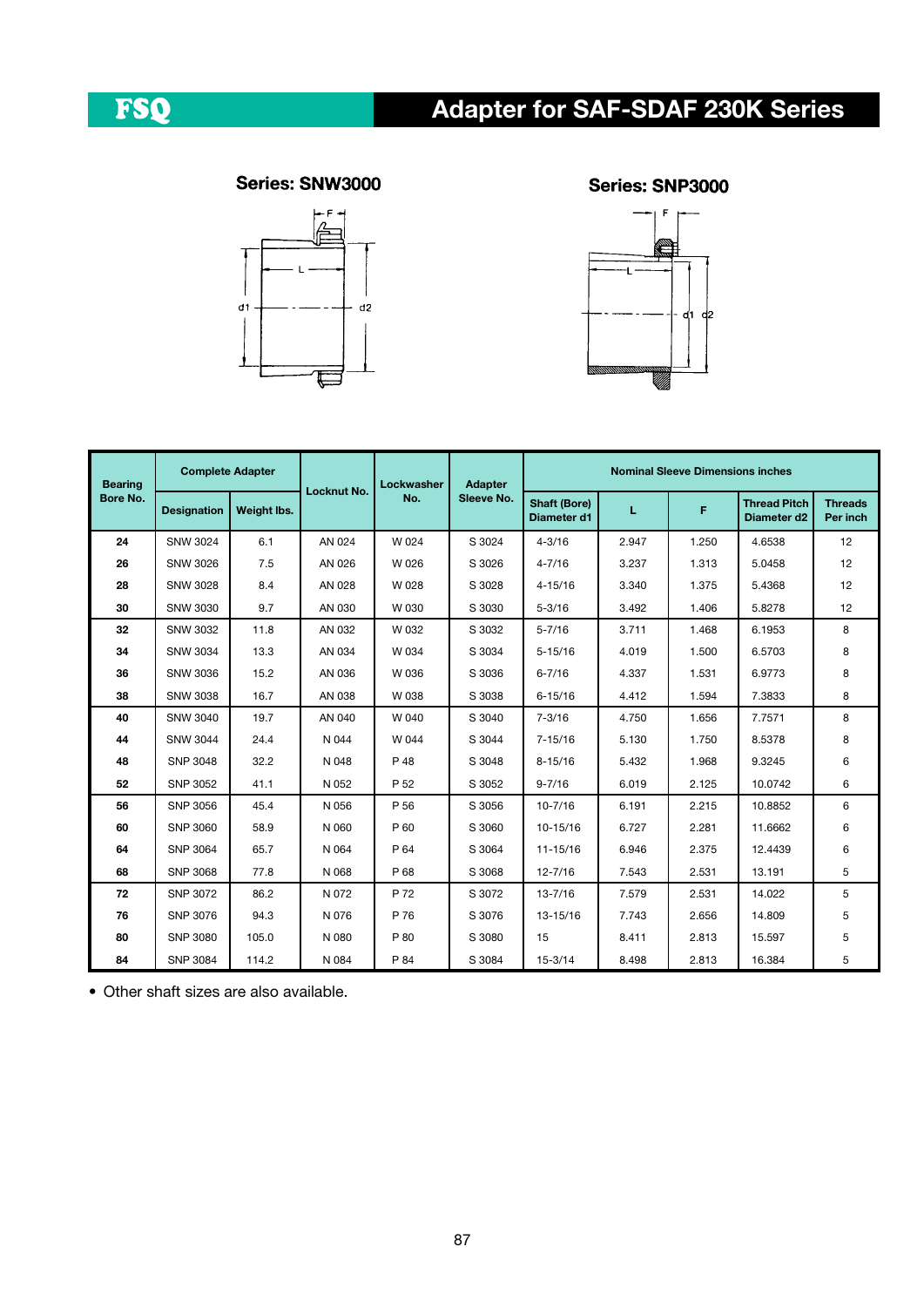FSQ

# Adapter for SAF-SDAF 230K Series

### Series: SNW3000

### Series: SNP3000

| Bearing Bore No. | Complete Adapter | | Locknut No. | Lockwasher No. | Adapter Sleeve No. | Nominal Sleeve Dimensions inches | | | | |
|---|---|---|---|---|---|---|---|---|---|---|
| | Designation | Weight lbs. | | | | Shaft (Bore) Diameter d1 | L | F | Thread Pitch Diameter d2 | Threads Per inch |
| **24** | SNW 3024 | 6.1 | AN 024 | W 024 | S 3024 | 4-3/16 | 2.947 | 1.250 | 4.6538 | 12 |
| **26** | SNW 3026 | 7.5 | AN 026 | W 026 | S 3026 | 4-7/16 | 3.237 | 1.313 | 5.0458 | 12 |
| **28** | SNW 3028 | 8.4 | AN 028 | W 028 | S 3028 | 4-15/16 | 3.340 | 1.375 | 5.4368 | 12 |
| **30** | SNW 3030 | 9.7 | AN 030 | W 030 | S 3030 | 5-3/16 | 3.492 | 1.406 | 5.8278 | 12 |
| **32** | SNW 3032 | 11.8 | AN 032 | W 032 | S 3032 | 5-7/16 | 3.711 | 1.468 | 6.1953 | 8 |
| **34** | SNW 3034 | 13.3 | AN 034 | W 034 | S 3034 | 5-15/16 | 4.019 | 1.500 | 6.5703 | 8 |
| **36** | SNW 3036 | 15.2 | AN 036 | W 036 | S 3036 | 6-7/16 | 4.337 | 1.531 | 6.9773 | 8 |
| **38** | SNW 3038 | 16.7 | AN 038 | W 038 | S 3038 | 6-15/16 | 4.412 | 1.594 | 7.3833 | 8 |
| **40** | SNW 3040 | 19.7 | AN 040 | W 040 | S 3040 | 7-3/16 | 4.750 | 1.656 | 7.7571 | 8 |
| **44** | SNW 3044 | 24.4 | N 044 | W 044 | S 3044 | 7-15/16 | 5.130 | 1.750 | 8.5378 | 8 |
| **48** | SNP 3048 | 32.2 | N 048 | P 48 | S 3048 | 8-15/16 | 5.432 | 1.968 | 9.3245 | 6 |
| **52** | SNP 3052 | 41.1 | N 052 | P 52 | S 3052 | 9-7/16 | 6.019 | 2.125 | 10.0742 | 6 |
| **56** | SNP 3056 | 45.4 | N 056 | P 56 | S 3056 | 10-7/16 | 6.191 | 2.215 | 10.8852 | 6 |
| **60** | SNP 3060 | 58.9 | N 060 | P 60 | S 3060 | 10-15/16 | 6.727 | 2.281 | 11.6662 | 6 |
| **64** | SNP 3064 | 65.7 | N 064 | P 64 | S 3064 | 11-15/16 | 6.946 | 2.375 | 12.4439 | 6 |
| **68** | SNP 3068 | 77.8 | N 068 | P 68 | S 3068 | 12-7/16 | 7.543 | 2.531 | 13.191 | 5 |
| **72** | SNP 3072 | 86.2 | N 072 | P 72 | S 3072 | 13-7/16 | 7.579 | 2.531 | 14.022 | 5 |
| **76** | SNP 3076 | 94.3 | N 076 | P 76 | S 3076 | 13-15/16 | 7.743 | 2.656 | 14.809 | 5 |
| **80** | SNP 3080 | 105.0 | N 080 | P 80 | S 3080 | 15 | 8.411 | 2.813 | 15.597 | 5 |
| **84** | SNP 3084 | 114.2 | N 084 | P 84 | S 3084 | 15-3/14 | 8.498 | 2.813 | 16.384 | 5 |

- Other shaft sizes are also available.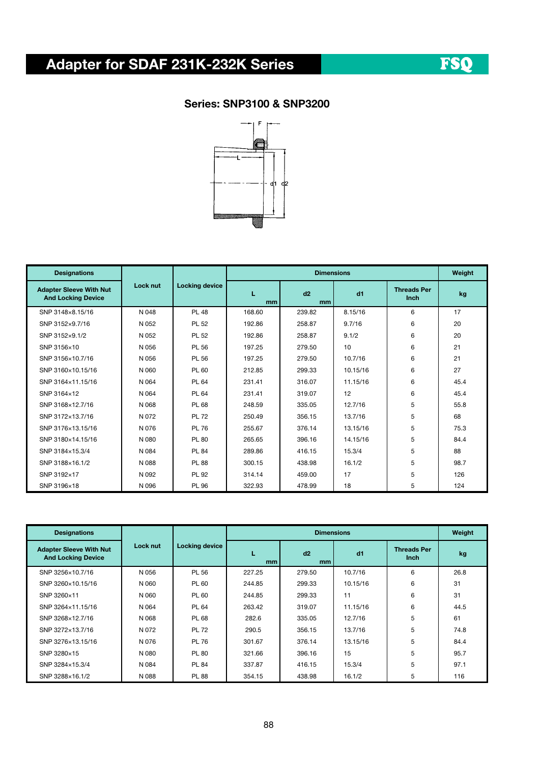# Adapter for SDAF 231K-232K Series

FSQ

## Series: SNP3100 & SNP3200

F

L

d1 d2

| Designations | | | Dimensions | | | | Weight |
|---|---|---|---|---|---|---|---|
| Adapter Sleeve With Nut And Locking Device | Lock nut | Locking device | L mm | d2 mm | d1 | Threads Per Inch | kg |
| SNP 3148×8.15/16 | N 048 | PL 48 | 168.60 | 239.82 | 8.15/16 | 6 | 17 |
| SNP 3152×9.7/16 | N 052 | PL 52 | 192.86 | 258.87 | 9.7/16 | 6 | 20 |
| SNP 3152×9.1/2 | N 052 | PL 52 | 192.86 | 258.87 | 9.1/2 | 6 | 20 |
| SNP 3156×10 | N 056 | PL 56 | 197.25 | 279.50 | 10 | 6 | 21 |
| SNP 3156×10.7/16 | N 056 | PL 56 | 197.25 | 279.50 | 10.7/16 | 6 | 21 |
| SNP 3160×10.15/16 | N 060 | PL 60 | 212.85 | 299.33 | 10.15/16 | 6 | 27 |
| SNP 3164×11.15/16 | N 064 | PL 64 | 231.41 | 316.07 | 11.15/16 | 6 | 45.4 |
| SNP 3164×12 | N 064 | PL 64 | 231.41 | 319.07 | 12 | 6 | 45.4 |
| SNP 3168×12.7/16 | N 068 | PL 68 | 248.59 | 335.05 | 12.7/16 | 5 | 55.8 |
| SNP 3172×13.7/16 | N 072 | PL 72 | 250.49 | 356.15 | 13.7/16 | 5 | 68 |
| SNP 3176×13.15/16 | N 076 | PL 76 | 255.67 | 376.14 | 13.15/16 | 5 | 75.3 |
| SNP 3180×14.15/16 | N 080 | PL 80 | 265.65 | 396.16 | 14.15/16 | 5 | 84.4 |
| SNP 3184×15.3/4 | N 084 | PL 84 | 289.86 | 416.15 | 15.3/4 | 5 | 88 |
| SNP 3188×16.1/2 | N 088 | PL 88 | 300.15 | 438.98 | 16.1/2 | 5 | 98.7 |
| SNP 3192×17 | N 092 | PL 92 | 314.14 | 459.00 | 17 | 5 | 126 |
| SNP 3196×18 | N 096 | PL 96 | 322.93 | 478.99 | 18 | 5 | 124 |

| Designations | | | Dimensions | | | | Weight |
|---|---|---|---|---|---|---|---|
| Adapter Sleeve With Nut And Locking Device | Lock nut | Locking device | L mm | d2 mm | d1 | Threads Per Inch | kg |
| SNP 3256×10.7/16 | N 056 | PL 56 | 227.25 | 279.50 | 10.7/16 | 6 | 26.8 |
| SNP 3260×10.15/16 | N 060 | PL 60 | 244.85 | 299.33 | 10.15/16 | 6 | 31 |
| SNP 3260×11 | N 060 | PL 60 | 244.85 | 299.33 | 11 | 6 | 31 |
| SNP 3264×11.15/16 | N 064 | PL 64 | 263.42 | 319.07 | 11.15/16 | 6 | 44.5 |
| SNP 3268×12.7/16 | N 068 | PL 68 | 282.6 | 335.05 | 12.7/16 | 5 | 61 |
| SNP 3272×13.7/16 | N 072 | PL 72 | 290.5 | 356.15 | 13.7/16 | 5 | 74.8 |
| SNP 3276×13.15/16 | N 076 | PL 76 | 301.67 | 376.14 | 13.15/16 | 5 | 84.4 |
| SNP 3280×15 | N 080 | PL 80 | 321.66 | 396.16 | 15 | 5 | 95.7 |
| SNP 3284×15.3/4 | N 084 | PL 84 | 337.87 | 416.15 | 15.3/4 | 5 | 97.1 |
| SNP 3288×16.1/2 | N 088 | PL 88 | 354.15 | 438.98 | 16.1/2 | 5 | 116 |